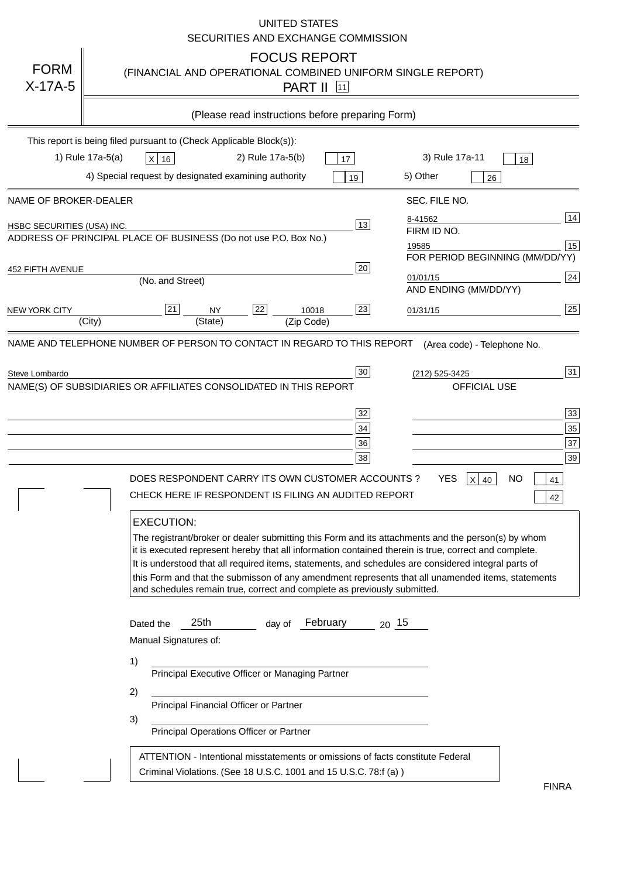UNITED STATES
SECURITIES AND EXCHANGE COMMISSION

# FORM X-17A-5

## FOCUS REPORT
(FINANCIAL AND OPERATIONAL COMBINED UNIFORM SINGLE REPORT)

PART II [11]

(Please read instructions before preparing Form)

This report is being filed pursuant to (Check Applicable Block(s)):

1) Rule 17a-5(a) [X] 16 2) Rule 17a-5(b) [ ] 17 3) Rule 17a-11 [ ] 18

4) Special request by designated examining authority [ ] 19 5) Other [ ] 26

| NAME OF BROKER-DEALER | | SEC. FILE NO. | |
|---|---|---|---|
| HSBC SECURITIES (USA) INC. | 13 | 8-41562 | 14 |
| ADDRESS OF PRINCIPAL PLACE OF BUSINESS (Do not use P.O. Box No.) | | FIRM ID NO. | |
| | | 19585 | 15 |
| 452 FIFTH AVENUE (No. and Street) | 20 | FOR PERIOD BEGINNING (MM/DD/YY) 01/01/15 | 24 |
| NEW YORK CITY (City) [21] NY (State) [22] 10018 (Zip Code) | 23 | AND ENDING (MM/DD/YY) 01/31/15 | 25 |

| NAME AND TELEPHONE NUMBER OF PERSON TO CONTACT IN REGARD TO THIS REPORT | | (Area code) - Telephone No. | |
|---|---|---|---|
| Steve Lombardo | 30 | (212) 525-3425 | 31 |
| NAME(S) OF SUBSIDIARIES OR AFFILIATES CONSOLIDATED IN THIS REPORT | | OFFICIAL USE | |
| | 32 | | 33 |
| | 34 | | 35 |
| | 36 | | 37 |
| | 38 | | 39 |

DOES RESPONDENT CARRY ITS OWN CUSTOMER ACCOUNTS ? YES [X] 40 NO [ ] 41

CHECK HERE IF RESPONDENT IS FILING AN AUDITED REPORT [ ] 42

**EXECUTION:**

The registrant/broker or dealer submitting this Form and its attachments and the person(s) by whom it is executed represent hereby that all information contained therein is true, correct and complete. It is understood that all required items, statements, and schedules are considered integral parts of this Form and that the submisson of any amendment represents that all unamended items, statements and schedules remain true, correct and complete as previously submitted.

Dated the 25th day of February 20 15

Manual Signatures of:

1) ______________________________
Principal Executive Officer or Managing Partner

2) ______________________________
Principal Financial Officer or Partner

3) ______________________________
Principal Operations Officer or Partner

ATTENTION - Intentional misstatements or omissions of facts constitute Federal Criminal Violations. (See 18 U.S.C. 1001 and 15 U.S.C. 78:f (a) )

FINRA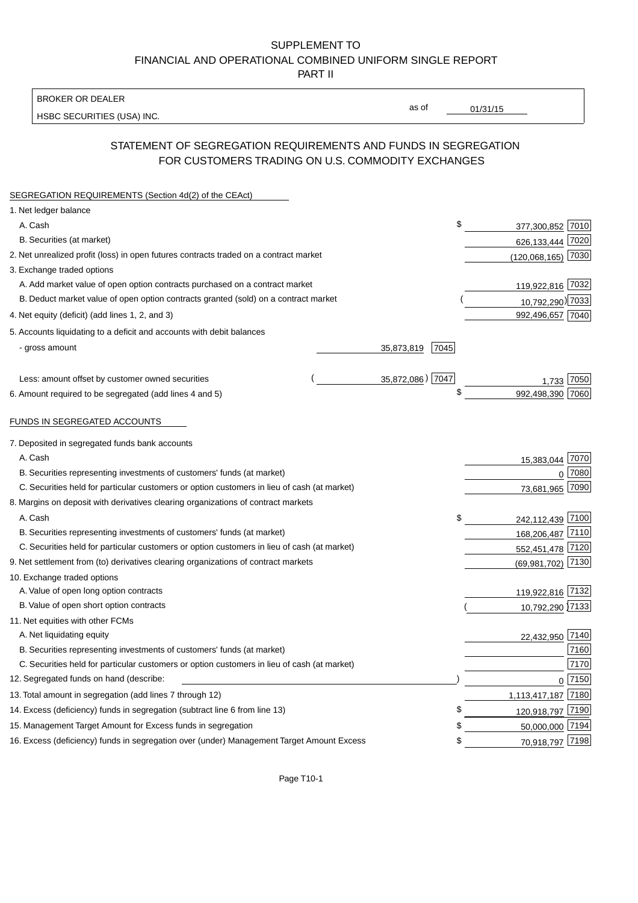SUPPLEMENT TO
FINANCIAL AND OPERATIONAL COMBINED UNIFORM SINGLE REPORT
PART II

BROKER OR DEALER
HSBC SECURITIES (USA) INC.

as of 01/31/15

## STATEMENT OF SEGREGATION REQUIREMENTS AND FUNDS IN SEGREGATION FOR CUSTOMERS TRADING ON U.S. COMMODITY EXCHANGES

SEGREGATION REQUIREMENTS (Section 4d(2) of the CEAct)

| | | | | |
|---|---|---|---|---|
| 1. Net ledger balance | | | | |
| A. Cash | | | $ 377,300,852 | 7010 |
| B. Securities (at market) | | | 626,133,444 | 7020 |
| 2. Net unrealized profit (loss) in open futures contracts traded on a contract market | | | (120,068,165) | 7030 |
| 3. Exchange traded options | | | | |
| A. Add market value of open option contracts purchased on a contract market | | | 119,922,816 | 7032 |
| B. Deduct market value of open option contracts granted (sold) on a contract market | | | (10,792,290) | 7033 |
| 4. Net equity (deficit) (add lines 1, 2, and 3) | | | 992,496,657 | 7040 |
| 5. Accounts liquidating to a deficit and accounts with debit balances | | | | |
| - gross amount | 35,873,819 | 7045 | | |
| Less: amount offset by customer owned securities | (35,872,086) | 7047 | 1,733 | 7050 |
| 6. Amount required to be segregated (add lines 4 and 5) | | | $ 992,498,390 | 7060 |

FUNDS IN SEGREGATED ACCOUNTS

| | | |
|---|---|---|
| 7. Deposited in segregated funds bank accounts | | |
| A. Cash | 15,383,044 | 7070 |
| B. Securities representing investments of customers' funds (at market) | 0 | 7080 |
| C. Securities held for particular customers or option customers in lieu of cash (at market) | 73,681,965 | 7090 |
| 8. Margins on deposit with derivatives clearing organizations of contract markets | | |
| A. Cash | $ 242,112,439 | 7100 |
| B. Securities representing investments of customers' funds (at market) | 168,206,487 | 7110 |
| C. Securities held for particular customers or option customers in lieu of cash (at market) | 552,451,478 | 7120 |
| 9. Net settlement from (to) derivatives clearing organizations of contract markets | (69,981,702) | 7130 |
| 10. Exchange traded options | | |
| A. Value of open long option contracts | 119,922,816 | 7132 |
| B. Value of open short option contracts | (10,792,290) | 7133 |
| 11. Net equities with other FCMs | | |
| A. Net liquidating equity | 22,432,950 | 7140 |
| B. Securities representing investments of customers' funds (at market) | | 7160 |
| C. Securities held for particular customers or option customers in lieu of cash (at market) | | 7170 |
| 12. Segregated funds on hand (describe: ) | 0 | 7150 |
| 13. Total amount in segregation (add lines 7 through 12) | 1,113,417,187 | 7180 |
| 14. Excess (deficiency) funds in segregation (subtract line 6 from line 13) | $ 120,918,797 | 7190 |
| 15. Management Target Amount for Excess funds in segregation | $ 50,000,000 | 7194 |
| 16. Excess (deficiency) funds in segregation over (under) Management Target Amount Excess | $ 70,918,797 | 7198 |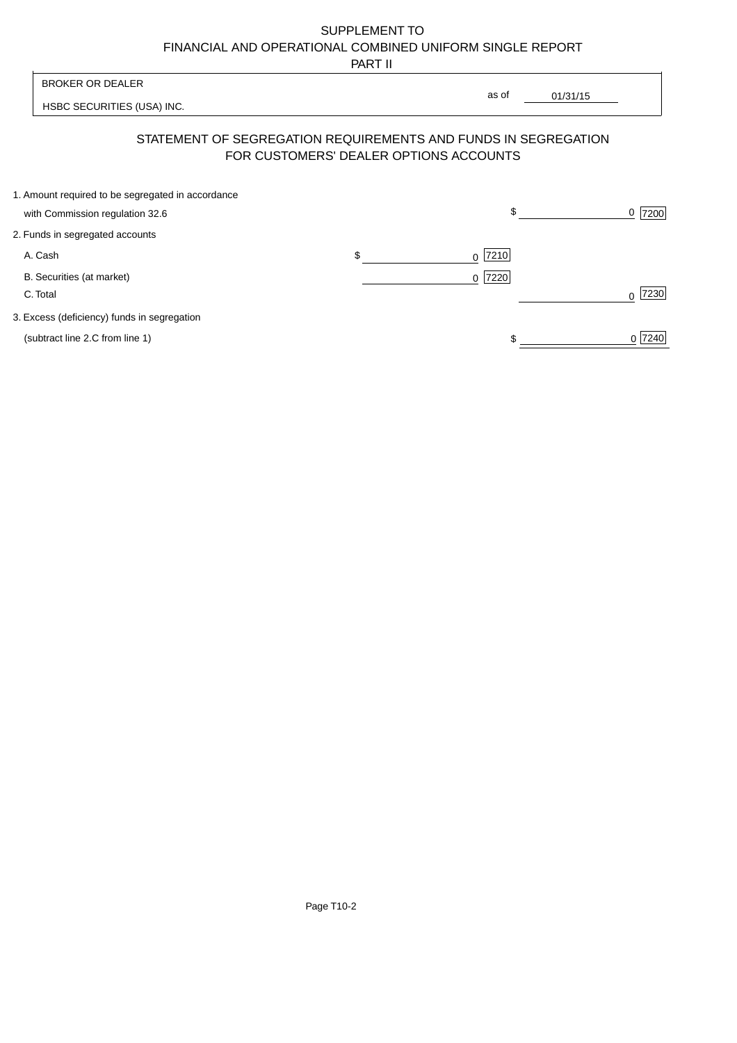SUPPLEMENT TO
FINANCIAL AND OPERATIONAL COMBINED UNIFORM SINGLE REPORT
PART II

| BROKER OR DEALER | |
|---|---|
| HSBC SECURITIES (USA) INC. | as of 01/31/15 |

## STATEMENT OF SEGREGATION REQUIREMENTS AND FUNDS IN SEGREGATION FOR CUSTOMERS' DEALER OPTIONS ACCOUNTS

| | | |
|---|---|---|
| 1. Amount required to be segregated in accordance with Commission regulation 32.6 | | $ 0 [7200] |
| 2. Funds in segregated accounts | | |
| A. Cash | $ 0 [7210] | |
| B. Securities (at market) | 0 [7220] | |
| C. Total | | 0 [7230] |
| 3. Excess (deficiency) funds in segregation (subtract line 2.C from line 1) | | $ 0 [7240] |

Page T10-2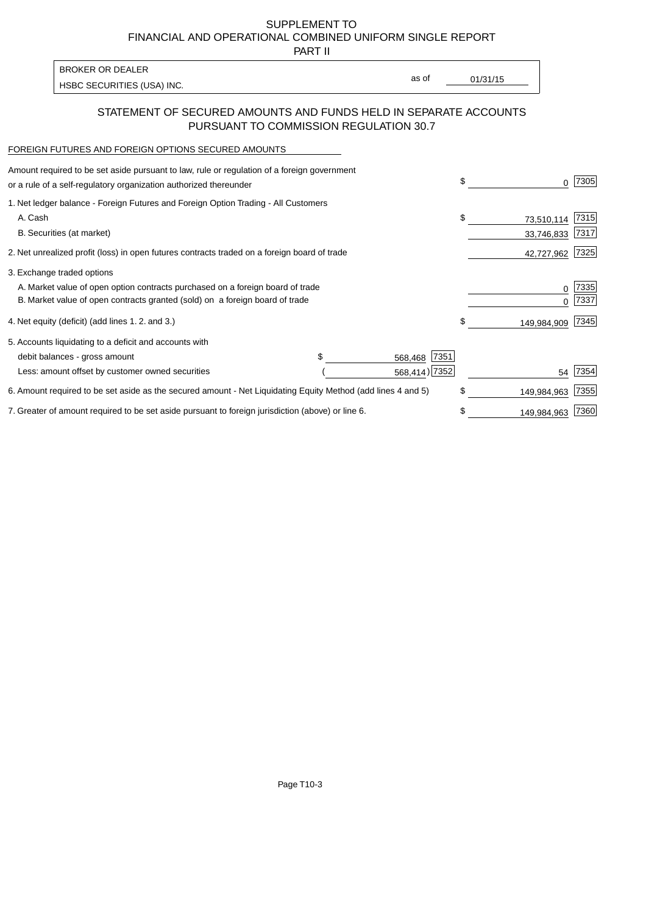# SUPPLEMENT TO
# FINANCIAL AND OPERATIONAL COMBINED UNIFORM SINGLE REPORT
# PART II

BROKER OR DEALER

HSBC SECURITIES (USA) INC.

as of 01/31/15

## STATEMENT OF SECURED AMOUNTS AND FUNDS HELD IN SEPARATE ACCOUNTS PURSUANT TO COMMISSION REGULATION 30.7

FOREIGN FUTURES AND FOREIGN OPTIONS SECURED AMOUNTS

| | | | | |
|---|---|---|---|---|
| Amount required to be set aside pursuant to law, rule or regulation of a foreign government or a rule of a self-regulatory organization authorized thereunder | | | $ 0 | 7305 |
| 1. Net ledger balance - Foreign Futures and Foreign Option Trading - All Customers | | | | |
| A. Cash | | | $ 73,510,114 | 7315 |
| B. Securities (at market) | | | 33,746,833 | 7317 |
| 2. Net unrealized profit (loss) in open futures contracts traded on a foreign board of trade | | | 42,727,962 | 7325 |
| 3. Exchange traded options | | | | |
| A. Market value of open option contracts purchased on a foreign board of trade | | | 0 | 7335 |
| B. Market value of open contracts granted (sold) on a foreign board of trade | | | 0 | 7337 |
| 4. Net equity (deficit) (add lines 1. 2. and 3.) | | | $ 149,984,909 | 7345 |
| 5. Accounts liquidating to a deficit and accounts with | | | | |
| debit balances - gross amount | $ 568,468 | 7351 | | |
| Less: amount offset by customer owned securities | ( 568,414 ) | 7352 | 54 | 7354 |
| 6. Amount required to be set aside as the secured amount - Net Liquidating Equity Method (add lines 4 and 5) | | | $ 149,984,963 | 7355 |
| 7. Greater of amount required to be set aside pursuant to foreign jurisdiction (above) or line 6. | | | $ 149,984,963 | 7360 |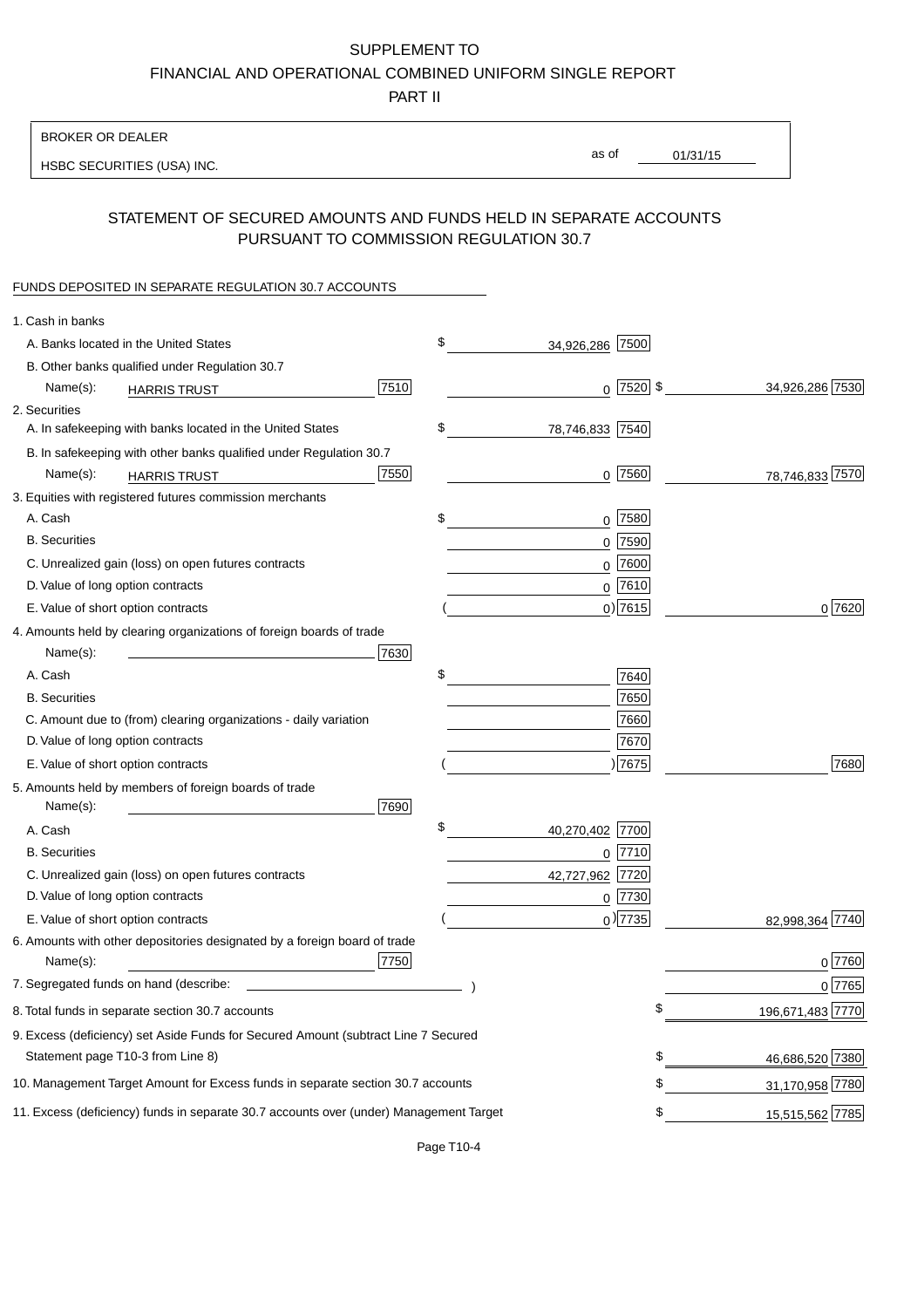# SUPPLEMENT TO
# FINANCIAL AND OPERATIONAL COMBINED UNIFORM SINGLE REPORT
## PART II

| BROKER OR DEALER | | |
|---|---|---|
| HSBC SECURITIES (USA) INC. | as of | 01/31/15 |

## STATEMENT OF SECURED AMOUNTS AND FUNDS HELD IN SEPARATE ACCOUNTS PURSUANT TO COMMISSION REGULATION 30.7

FUNDS DEPOSITED IN SEPARATE REGULATION 30.7 ACCOUNTS

| | | | |
|---|---|---|---|
| 1. Cash in banks | | | |
| A. Banks located in the United States | | $ 34,926,286 [7500] | |
| B. Other banks qualified under Regulation 30.7 | | | |
| Name(s): HARRIS TRUST | [7510] | 0 [7520] | $ 34,926,286 [7530] |
| 2. Securities | | | |
| A. In safekeeping with banks located in the United States | | $ 78,746,833 [7540] | |
| B. In safekeeping with other banks qualified under Regulation 30.7 | | | |
| Name(s): HARRIS TRUST | [7550] | 0 [7560] | 78,746,833 [7570] |
| 3. Equities with registered futures commission merchants | | | |
| A. Cash | | $ 0 [7580] | |
| B. Securities | | 0 [7590] | |
| C. Unrealized gain (loss) on open futures contracts | | 0 [7600] | |
| D. Value of long option contracts | | 0 [7610] | |
| E. Value of short option contracts | | ( 0) [7615] | 0 [7620] |
| 4. Amounts held by clearing organizations of foreign boards of trade | | | |
| Name(s): | [7630] | | |
| A. Cash | | $ [7640] | |
| B. Securities | | [7650] | |
| C. Amount due to (from) clearing organizations - daily variation | | [7660] | |
| D. Value of long option contracts | | [7670] | |
| E. Value of short option contracts | | ( ) [7675] | [7680] |
| 5. Amounts held by members of foreign boards of trade | | | |
| Name(s): | [7690] | | |
| A. Cash | | $ 40,270,402 [7700] | |
| B. Securities | | 0 [7710] | |
| C. Unrealized gain (loss) on open futures contracts | | 42,727,962 [7720] | |
| D. Value of long option contracts | | 0 [7730] | |
| E. Value of short option contracts | | ( 0) [7735] | 82,998,364 [7740] |
| 6. Amounts with other depositories designated by a foreign board of trade | | | |
| Name(s): | [7750] | | 0 [7760] |
| 7. Segregated funds on hand (describe: ) | | | 0 [7765] |
| 8. Total funds in separate section 30.7 accounts | | | $ 196,671,483 [7770] |
| 9. Excess (deficiency) set Aside Funds for Secured Amount (subtract Line 7 Secured Statement page T10-3 from Line 8) | | | $ 46,686,520 [7380] |
| 10. Management Target Amount for Excess funds in separate section 30.7 accounts | | | $ 31,170,958 [7780] |
| 11. Excess (deficiency) funds in separate 30.7 accounts over (under) Management Target | | | $ 15,515,562 [7785] |

Page T10-4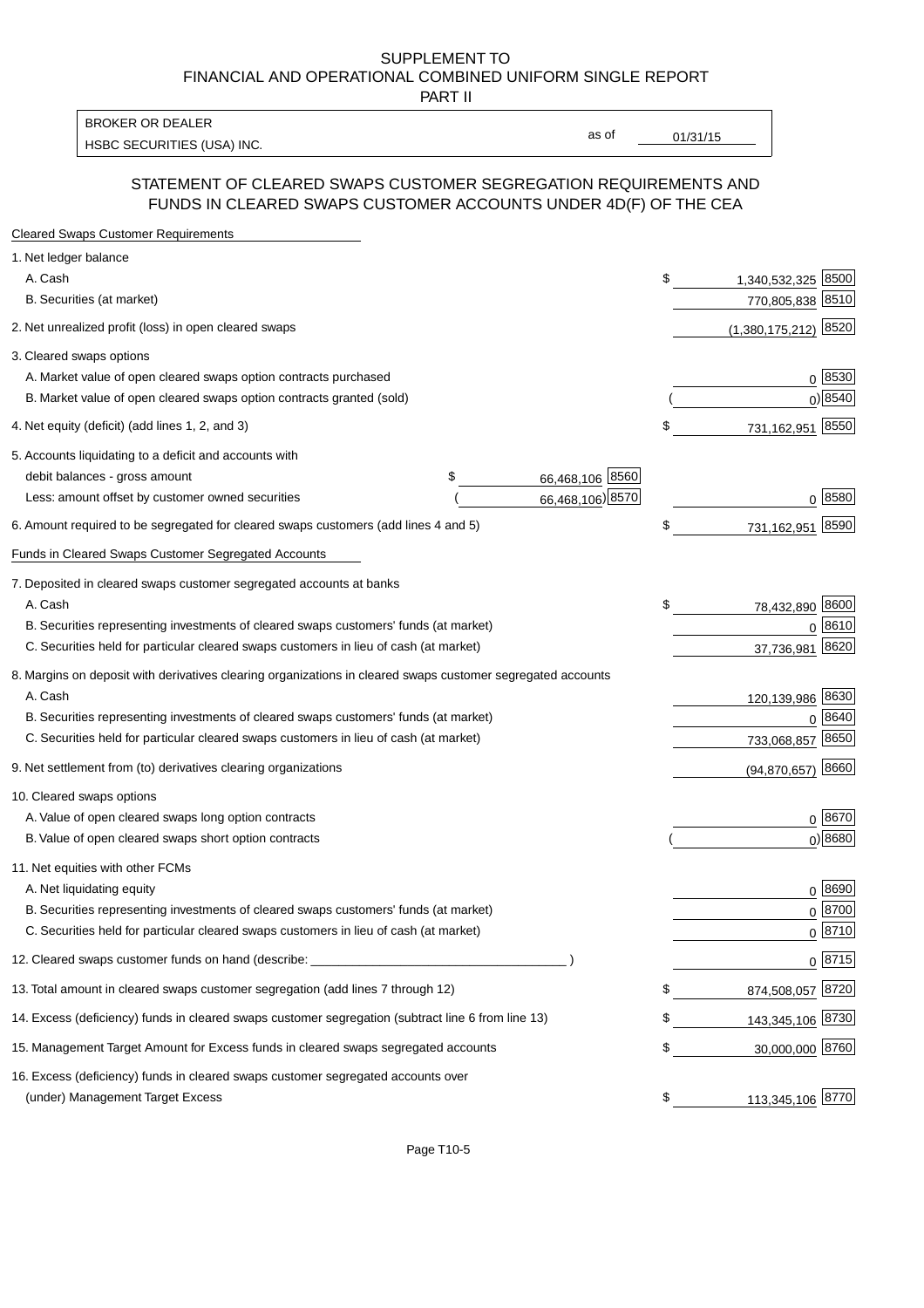SUPPLEMENT TO
FINANCIAL AND OPERATIONAL COMBINED UNIFORM SINGLE REPORT
PART II

| BROKER OR DEALER | | |
|---|---|---|
| HSBC SECURITIES (USA) INC. | as of | 01/31/15 |

## STATEMENT OF CLEARED SWAPS CUSTOMER SEGREGATION REQUIREMENTS AND FUNDS IN CLEARED SWAPS CUSTOMER ACCOUNTS UNDER 4D(F) OF THE CEA

**Cleared Swaps Customer Requirements**

| Item | | | Amount | Code |
|---|---|---|---|---|
| 1. Net ledger balance | | | | |
| A. Cash | | | $ 1,340,532,325 | 8500 |
| B. Securities (at market) | | | 770,805,838 | 8510 |
| 2. Net unrealized profit (loss) in open cleared swaps | | | (1,380,175,212) | 8520 |
| 3. Cleared swaps options | | | | |
| A. Market value of open cleared swaps option contracts purchased | | | 0 | 8530 |
| B. Market value of open cleared swaps option contracts granted (sold) | | | ( 0) | 8540 |
| 4. Net equity (deficit) (add lines 1, 2, and 3) | | | $ 731,162,951 | 8550 |
| 5. Accounts liquidating to a deficit and accounts with | | | | |
| debit balances - gross amount | $ 66,468,106 | 8560 | | |
| Less: amount offset by customer owned securities | ( 66,468,106) | 8570 | 0 | 8580 |
| 6. Amount required to be segregated for cleared swaps customers (add lines 4 and 5) | | | $ 731,162,951 | 8590 |

**Funds in Cleared Swaps Customer Segregated Accounts**

| Item | Amount | Code |
|---|---|---|
| 7. Deposited in cleared swaps customer segregated accounts at banks | | |
| A. Cash | $ 78,432,890 | 8600 |
| B. Securities representing investments of cleared swaps customers' funds (at market) | 0 | 8610 |
| C. Securities held for particular cleared swaps customers in lieu of cash (at market) | 37,736,981 | 8620 |
| 8. Margins on deposit with derivatives clearing organizations in cleared swaps customer segregated accounts | | |
| A. Cash | 120,139,986 | 8630 |
| B. Securities representing investments of cleared swaps customers' funds (at market) | 0 | 8640 |
| C. Securities held for particular cleared swaps customers in lieu of cash (at market) | 733,068,857 | 8650 |
| 9. Net settlement from (to) derivatives clearing organizations | (94,870,657) | 8660 |
| 10. Cleared swaps options | | |
| A. Value of open cleared swaps long option contracts | 0 | 8670 |
| B. Value of open cleared swaps short option contracts | ( 0) | 8680 |
| 11. Net equities with other FCMs | | |
| A. Net liquidating equity | 0 | 8690 |
| B. Securities representing investments of cleared swaps customers' funds (at market) | 0 | 8700 |
| C. Securities held for particular cleared swaps customers in lieu of cash (at market) | 0 | 8710 |
| 12. Cleared swaps customer funds on hand (describe: ____________________ ) | 0 | 8715 |
| 13. Total amount in cleared swaps customer segregation (add lines 7 through 12) | $ 874,508,057 | 8720 |
| 14. Excess (deficiency) funds in cleared swaps customer segregation (subtract line 6 from line 13) | $ 143,345,106 | 8730 |
| 15. Management Target Amount for Excess funds in cleared swaps segregated accounts | $ 30,000,000 | 8760 |
| 16. Excess (deficiency) funds in cleared swaps customer segregated accounts over (under) Management Target Excess | $ 113,345,106 | 8770 |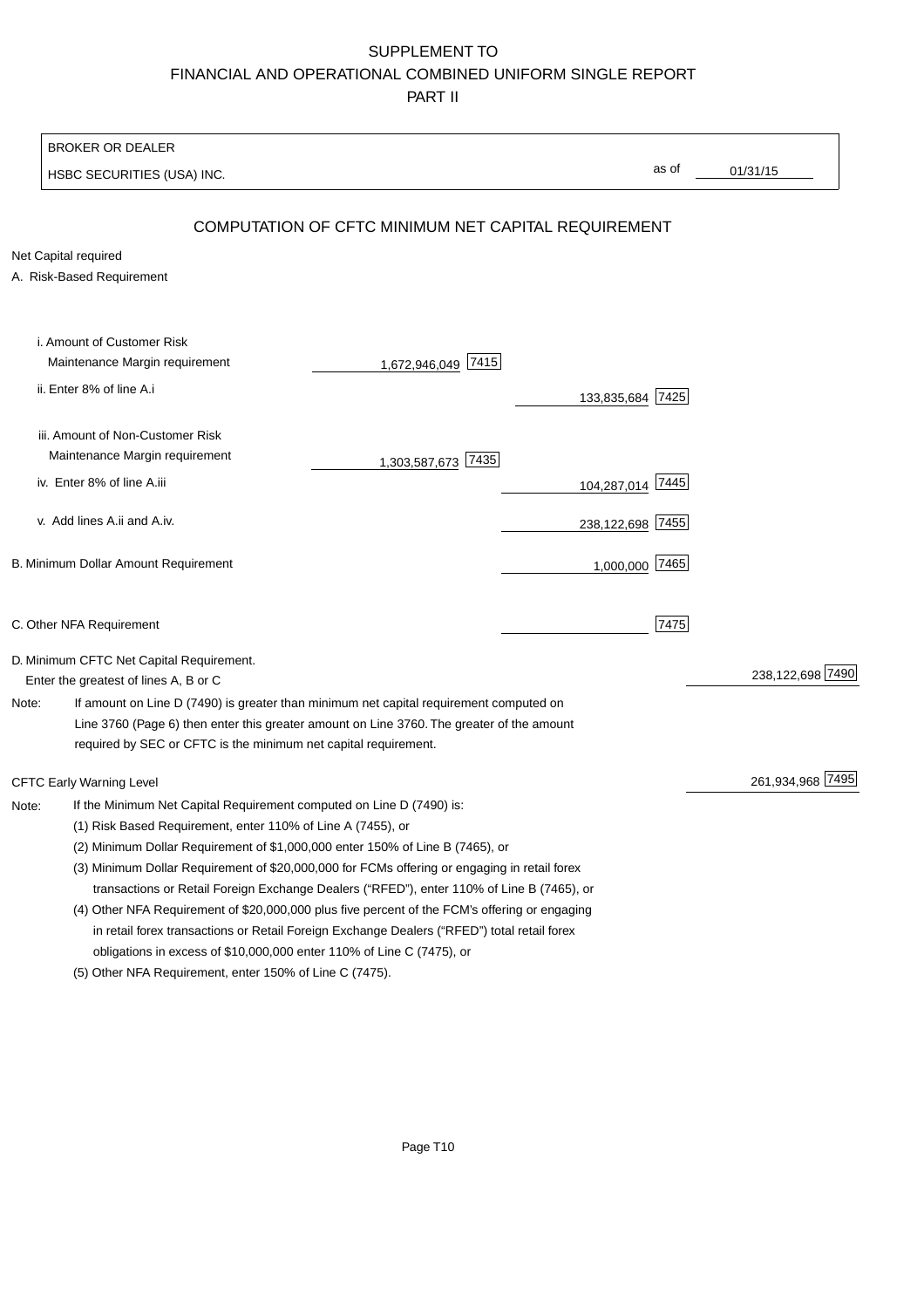# SUPPLEMENT TO
# FINANCIAL AND OPERATIONAL COMBINED UNIFORM SINGLE REPORT
# PART II

| | |
|---|---|
| BROKER OR DEALER | |
| HSBC SECURITIES (USA) INC. | as of 01/31/15 |

## COMPUTATION OF CFTC MINIMUM NET CAPITAL REQUIREMENT

Net Capital required

A. Risk-Based Requirement

| | | | |
|---|---|---|---|
| i. Amount of Customer Risk Maintenance Margin requirement | 1,672,946,049 [7415] | | |
| ii. Enter 8% of line A.i | | 133,835,684 [7425] | |
| iii. Amount of Non-Customer Risk Maintenance Margin requirement | 1,303,587,673 [7435] | | |
| iv. Enter 8% of line A.iii | | 104,287,014 [7445] | |
| v. Add lines A.ii and A.iv. | | 238,122,698 [7455] | |
| B. Minimum Dollar Amount Requirement | | 1,000,000 [7465] | |
| C. Other NFA Requirement | | [7475] | |
| D. Minimum CFTC Net Capital Requirement. Enter the greatest of lines A, B or C | | | 238,122,698 [7490] |

Note: If amount on Line D (7490) is greater than minimum net capital requirement computed on Line 3760 (Page 6) then enter this greater amount on Line 3760. The greater of the amount required by SEC or CFTC is the minimum net capital requirement.

CFTC Early Warning Level — 261,934,968 [7495]

Note: If the Minimum Net Capital Requirement computed on Line D (7490) is:

(1) Risk Based Requirement, enter 110% of Line A (7455), or

(2) Minimum Dollar Requirement of $1,000,000 enter 150% of Line B (7465), or

(3) Minimum Dollar Requirement of $20,000,000 for FCMs offering or engaging in retail forex transactions or Retail Foreign Exchange Dealers ("RFED"), enter 110% of Line B (7465), or

(4) Other NFA Requirement of $20,000,000 plus five percent of the FCM's offering or engaging in retail forex transactions or Retail Foreign Exchange Dealers ("RFED") total retail forex obligations in excess of $10,000,000 enter 110% of Line C (7475), or

(5) Other NFA Requirement, enter 150% of Line C (7475).